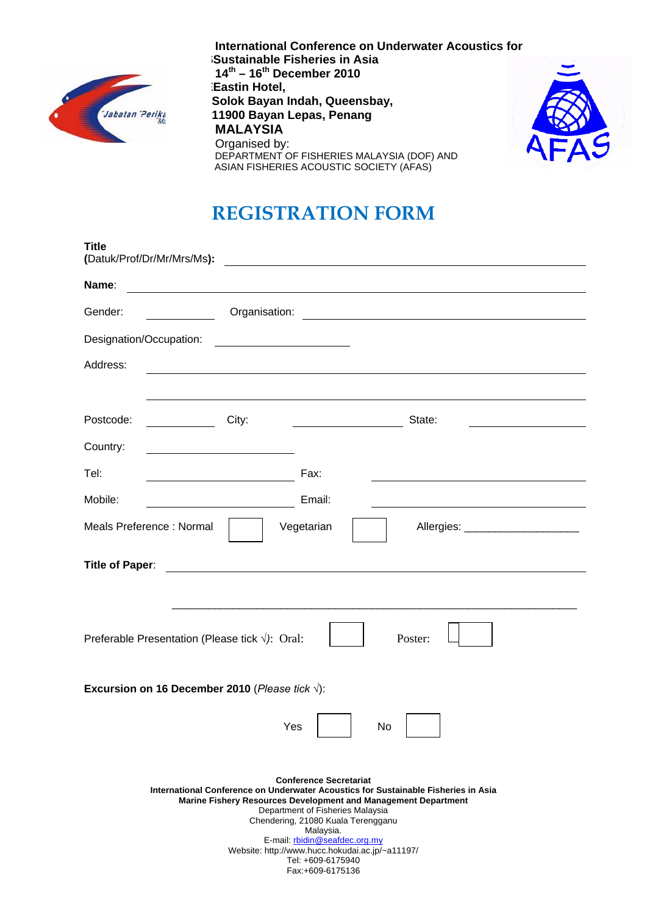**International Conference on Underwater Acoustics for Sustainable Fisheries in Asia**
**14th – 16th December 2010**
**Eastin Hotel,**
**Solok Bayan Indah, Queensbay,**
**11900 Bayan Lepas, Penang**
**MALAYSIA**

Organised by:
DEPARTMENT OF FISHERIES MALAYSIA (DOF) AND
ASIAN FISHERIES ACOUSTIC SOCIETY (AFAS)

# REGISTRATION FORM

**Title (Datuk/Prof/Dr/Mr/Mrs/Ms):** ______________________________

**Name**: ______________________________

Gender: __________ Organisation: ______________________________

Designation/Occupation: ____________________

Address: ______________________________

______________________________

Postcode: __________ City: ______________ State: ______________

Country: ____________________

Tel: ____________________ Fax: ____________________

Mobile: ____________________ Email: ____________________

Meals Preference : Normal ☐ Vegetarian ☐ Allergies: ___________________

**Title of Paper**: ______________________________

______________________________

Preferable Presentation (Please tick √): Oral: ☐ Poster: ☐

**Excursion on 16 December 2010** (*Please tick* √):

Yes ☐ No ☐

**Conference Secretariat**
**International Conference on Underwater Acoustics for Sustainable Fisheries in Asia**
**Marine Fishery Resources Development and Management Department**
Department of Fisheries Malaysia
Chendering, 21080 Kuala Terengganu
Malaysia.
E-mail: rbidin@seafdec.org.my
Website: http://www.hucc.hokudai.ac.jp/~a11197/
Tel: +609-6175940
Fax:+609-6175136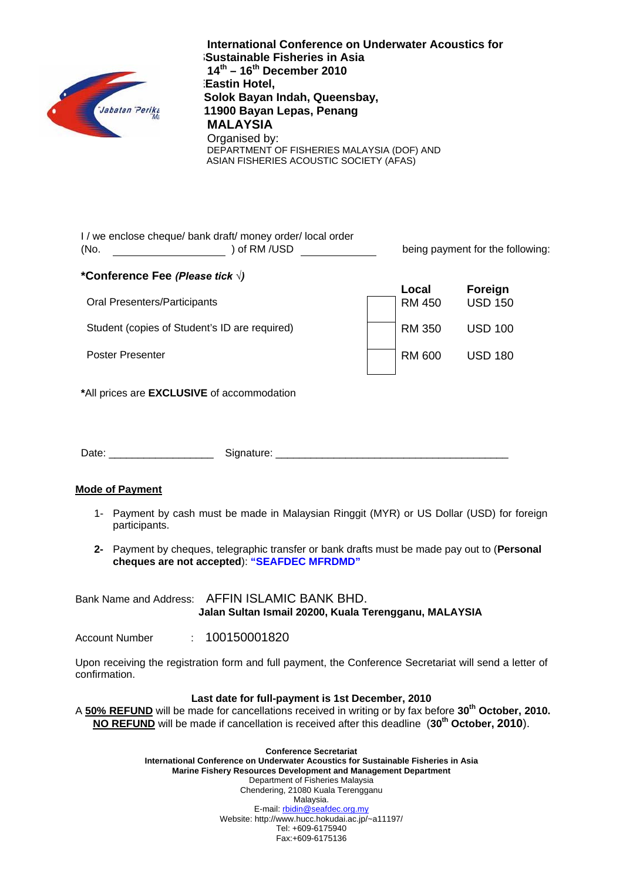**International Conference on Underwater Acoustics for Sustainable Fisheries in Asia**
**14th – 16th December 2010**
**Eastin Hotel,**
**Solok Bayan Indah, Queensbay,**
**11900 Bayan Lepas, Penang**
**MALAYSIA**
Organised by:
DEPARTMENT OF FISHERIES MALAYSIA (DOF) AND
ASIAN FISHERIES ACOUSTIC SOCIETY (AFAS)

I / we enclose cheque/ bank draft/ money order/ local order (No. ____________ ) of RM /USD ____________ being payment for the following:

***Conference Fee** ***(Please tick √)***

| | | Local | Foreign |
|---|---|---|---|
| Oral Presenters/Participants | | RM 450 | USD 150 |
| Student (copies of Student's ID are required) | | RM 350 | USD 100 |
| Poster Presenter | | RM 600 | USD 180 |

***All prices are **EXCLUSIVE** of accommodation

Date: __________________ Signature: ________________________________________

**Mode of Payment**

1- Payment by cash must be made in Malaysian Ringgit (MYR) or US Dollar (USD) for foreign participants.

**2-** Payment by cheques, telegraphic transfer or bank drafts must be made pay out to (**Personal cheques are not accepted**): **"SEAFDEC MFRDMD"**

Bank Name and Address: AFFIN ISLAMIC BANK BHD.
**Jalan Sultan Ismail 20200, Kuala Terengganu, MALAYSIA**

Account Number : 100150001820

Upon receiving the registration form and full payment, the Conference Secretariat will send a letter of confirmation.

**Last date for full-payment is 1st December, 2010**

A **50% REFUND** will be made for cancellations received in writing or by fax before **30th October, 2010.**
**NO REFUND** will be made if cancellation is received after this deadline (**30th October, 2010**).

**Conference Secretariat**
**International Conference on Underwater Acoustics for Sustainable Fisheries in Asia**
**Marine Fishery Resources Development and Management Department**
Department of Fisheries Malaysia
Chendering, 21080 Kuala Terengganu
Malaysia.
E-mail: rbidin@seafdec.org.my
Website: http://www.hucc.hokudai.ac.jp/~a11197/
Tel: +609-6175940
Fax:+609-6175136